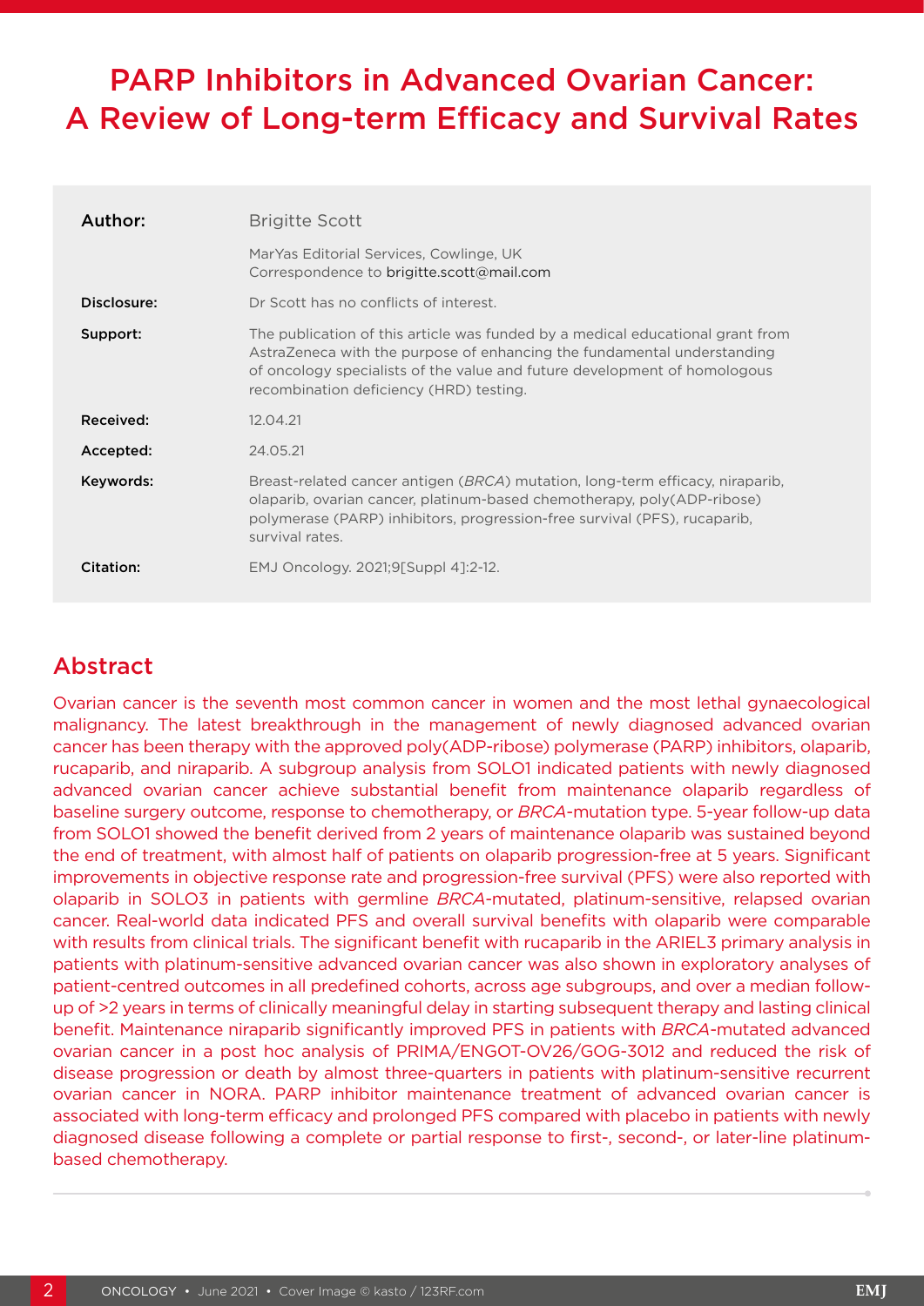# PARP Inhibitors in Advanced Ovarian Cancer: A Review of Long-term Efficacy and Survival Rates

| | |
|---|---|
| **Author:** | Brigitte Scott<br>MarYas Editorial Services, Cowlinge, UK<br>Correspondence to brigitte.scott@mail.com |
| **Disclosure:** | Dr Scott has no conflicts of interest. |
| **Support:** | The publication of this article was funded by a medical educational grant from AstraZeneca with the purpose of enhancing the fundamental understanding of oncology specialists of the value and future development of homologous recombination deficiency (HRD) testing. |
| **Received:** | 12.04.21 |
| **Accepted:** | 24.05.21 |
| **Keywords:** | Breast-related cancer antigen (*BRCA*) mutation, long-term efficacy, niraparib, olaparib, ovarian cancer, platinum-based chemotherapy, poly(ADP-ribose) polymerase (PARP) inhibitors, progression-free survival (PFS), rucaparib, survival rates. |
| **Citation:** | EMJ Oncology. 2021;9[Suppl 4]:2-12. |

## Abstract

Ovarian cancer is the seventh most common cancer in women and the most lethal gynaecological malignancy. The latest breakthrough in the management of newly diagnosed advanced ovarian cancer has been therapy with the approved poly(ADP-ribose) polymerase (PARP) inhibitors, olaparib, rucaparib, and niraparib. A subgroup analysis from SOLO1 indicated patients with newly diagnosed advanced ovarian cancer achieve substantial benefit from maintenance olaparib regardless of baseline surgery outcome, response to chemotherapy, or *BRCA*-mutation type. 5-year follow-up data from SOLO1 showed the benefit derived from 2 years of maintenance olaparib was sustained beyond the end of treatment, with almost half of patients on olaparib progression-free at 5 years. Significant improvements in objective response rate and progression-free survival (PFS) were also reported with olaparib in SOLO3 in patients with germline *BRCA*-mutated, platinum-sensitive, relapsed ovarian cancer. Real-world data indicated PFS and overall survival benefits with olaparib were comparable with results from clinical trials. The significant benefit with rucaparib in the ARIEL3 primary analysis in patients with platinum-sensitive advanced ovarian cancer was also shown in exploratory analyses of patient-centred outcomes in all predefined cohorts, across age subgroups, and over a median follow-up of >2 years in terms of clinically meaningful delay in starting subsequent therapy and lasting clinical benefit. Maintenance niraparib significantly improved PFS in patients with *BRCA*-mutated advanced ovarian cancer in a post hoc analysis of PRIMA/ENGOT-OV26/GOG-3012 and reduced the risk of disease progression or death by almost three-quarters in patients with platinum-sensitive recurrent ovarian cancer in NORA. PARP inhibitor maintenance treatment of advanced ovarian cancer is associated with long-term efficacy and prolonged PFS compared with placebo in patients with newly diagnosed disease following a complete or partial response to first-, second-, or later-line platinum-based chemotherapy.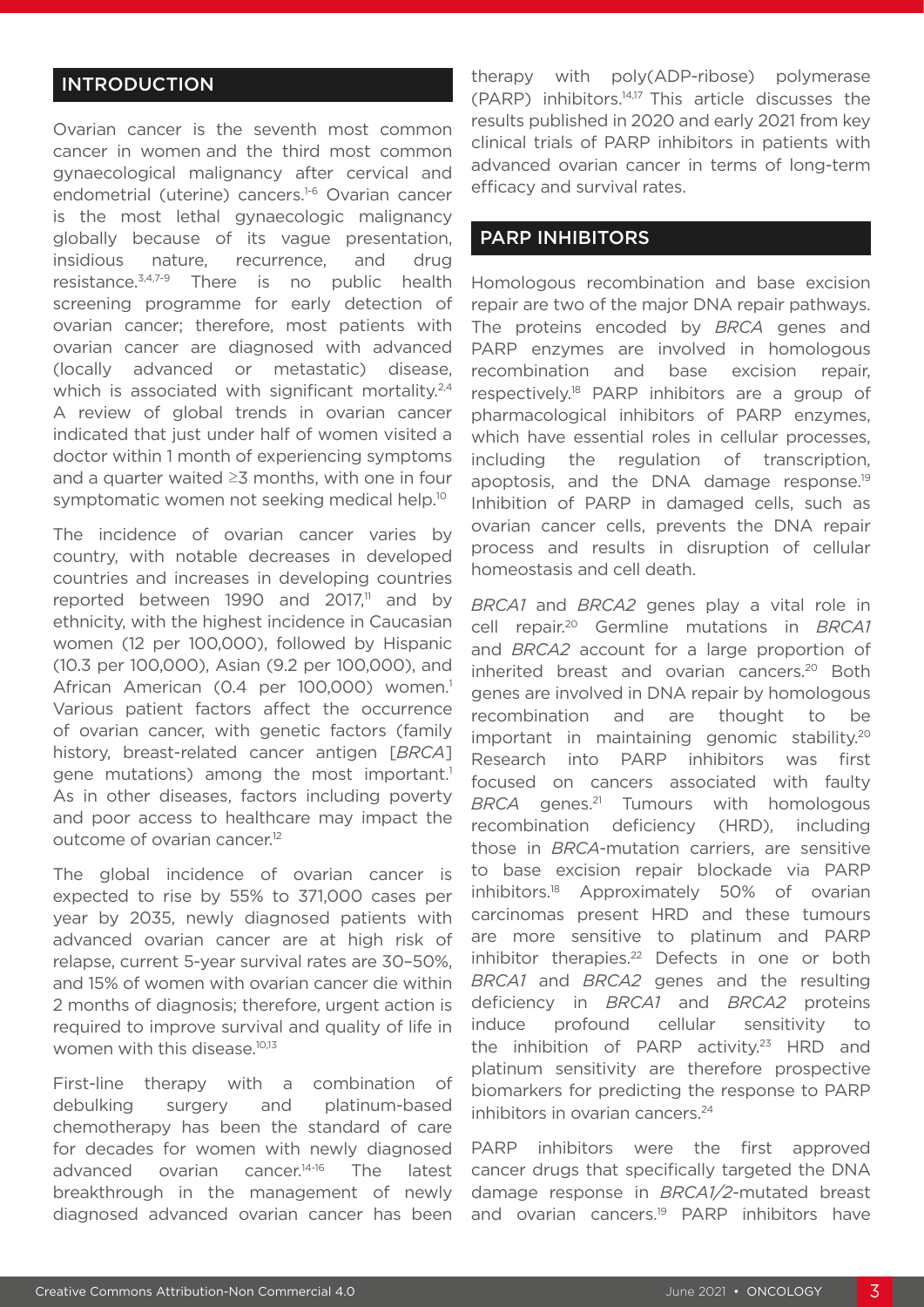## INTRODUCTION

Ovarian cancer is the seventh most common cancer in women and the third most common gynaecological malignancy after cervical and endometrial (uterine) cancers.[1-6] Ovarian cancer is the most lethal gynaecologic malignancy globally because of its vague presentation, insidious nature, recurrence, and drug resistance.[3,4,7-9] There is no public health screening programme for early detection of ovarian cancer; therefore, most patients with ovarian cancer are diagnosed with advanced (locally advanced or metastatic) disease, which is associated with significant mortality.[2,4] A review of global trends in ovarian cancer indicated that just under half of women visited a doctor within 1 month of experiencing symptoms and a quarter waited ≥3 months, with one in four symptomatic women not seeking medical help.[10]

The incidence of ovarian cancer varies by country, with notable decreases in developed countries and increases in developing countries reported between 1990 and 2017,[11] and by ethnicity, with the highest incidence in Caucasian women (12 per 100,000), followed by Hispanic (10.3 per 100,000), Asian (9.2 per 100,000), and African American (0.4 per 100,000) women.[1] Various patient factors affect the occurrence of ovarian cancer, with genetic factors (family history, breast-related cancer antigen [*BRCA*] gene mutations) among the most important.[1] As in other diseases, factors including poverty and poor access to healthcare may impact the outcome of ovarian cancer.[12]

The global incidence of ovarian cancer is expected to rise by 55% to 371,000 cases per year by 2035, newly diagnosed patients with advanced ovarian cancer are at high risk of relapse, current 5-year survival rates are 30–50%, and 15% of women with ovarian cancer die within 2 months of diagnosis; therefore, urgent action is required to improve survival and quality of life in women with this disease.[10,13]

First-line therapy with a combination of debulking surgery and platinum-based chemotherapy has been the standard of care for decades for women with newly diagnosed advanced ovarian cancer.[14-16] The latest breakthrough in the management of newly diagnosed advanced ovarian cancer has been therapy with poly(ADP-ribose) polymerase (PARP) inhibitors.[14,17] This article discusses the results published in 2020 and early 2021 from key clinical trials of PARP inhibitors in patients with advanced ovarian cancer in terms of long-term efficacy and survival rates.

## PARP INHIBITORS

Homologous recombination and base excision repair are two of the major DNA repair pathways. The proteins encoded by *BRCA* genes and PARP enzymes are involved in homologous recombination and base excision repair, respectively.[18] PARP inhibitors are a group of pharmacological inhibitors of PARP enzymes, which have essential roles in cellular processes, including the regulation of transcription, apoptosis, and the DNA damage response.[19] Inhibition of PARP in damaged cells, such as ovarian cancer cells, prevents the DNA repair process and results in disruption of cellular homeostasis and cell death.

*BRCA1* and *BRCA2* genes play a vital role in cell repair.[20] Germline mutations in *BRCA1* and *BRCA2* account for a large proportion of inherited breast and ovarian cancers.[20] Both genes are involved in DNA repair by homologous recombination and are thought to be important in maintaining genomic stability.[20] Research into PARP inhibitors was first focused on cancers associated with faulty *BRCA* genes.[21] Tumours with homologous recombination deficiency (HRD), including those in *BRCA*-mutation carriers, are sensitive to base excision repair blockade via PARP inhibitors.[18] Approximately 50% of ovarian carcinomas present HRD and these tumours are more sensitive to platinum and PARP inhibitor therapies.[22] Defects in one or both *BRCA1* and *BRCA2* genes and the resulting deficiency in *BRCA1* and *BRCA2* proteins induce profound cellular sensitivity to the inhibition of PARP activity.[23] HRD and platinum sensitivity are therefore prospective biomarkers for predicting the response to PARP inhibitors in ovarian cancers.[24]

PARP inhibitors were the first approved cancer drugs that specifically targeted the DNA damage response in *BRCA1/2*-mutated breast and ovarian cancers.[19] PARP inhibitors have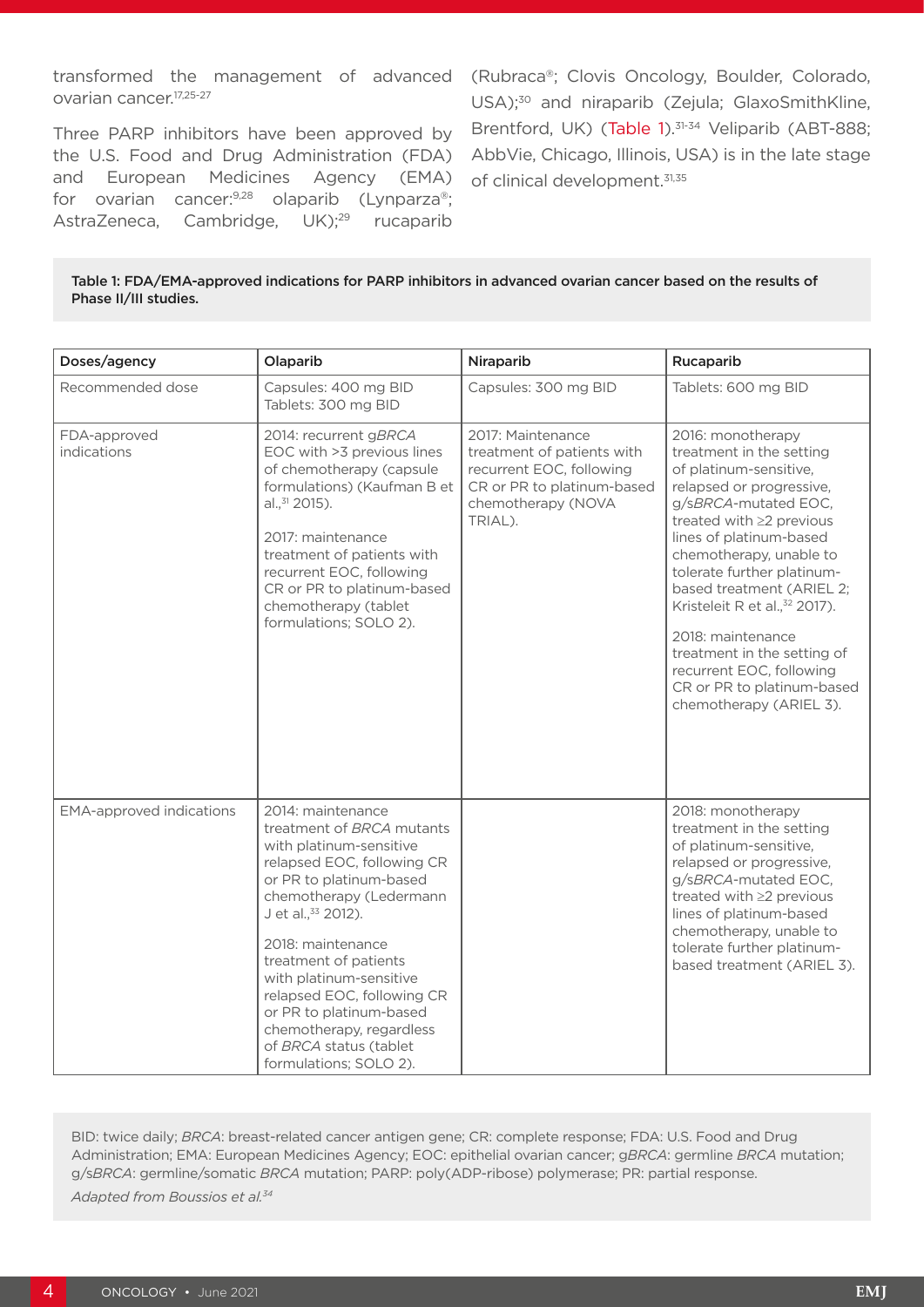transformed the management of advanced ovarian cancer.[17,25-27]

Three PARP inhibitors have been approved by the U.S. Food and Drug Administration (FDA) and European Medicines Agency (EMA) for ovarian cancer:[9,28] olaparib (Lynparza®; AstraZeneca, Cambridge, UK);[29] rucaparib (Rubraca®; Clovis Oncology, Boulder, Colorado, USA);[30] and niraparib (Zejula; GlaxoSmithKline, Brentford, UK) (Table 1).[31-34] Veliparib (ABT-888; AbbVie, Chicago, Illinois, USA) is in the late stage of clinical development.[31,35]

**Table 1: FDA/EMA-approved indications for PARP inhibitors in advanced ovarian cancer based on the results of Phase II/III studies.**

| Doses/agency | Olaparib | Niraparib | Rucaparib |
|---|---|---|---|
| Recommended dose | Capsules: 400 mg BID<br>Tablets: 300 mg BID | Capsules: 300 mg BID | Tablets: 600 mg BID |
| FDA-approved indications | 2014: recurrent g*BRCA* EOC with >3 previous lines of chemotherapy (capsule formulations) (Kaufman B et al.,[31] 2015).<br><br>2017: maintenance treatment of patients with recurrent EOC, following CR or PR to platinum-based chemotherapy (tablet formulations; SOLO 2). | 2017: Maintenance treatment of patients with recurrent EOC, following CR or PR to platinum-based chemotherapy (NOVA TRIAL). | 2016: monotherapy treatment in the setting of platinum-sensitive, relapsed or progressive, g/s*BRCA*-mutated EOC, treated with ≥2 previous lines of platinum-based chemotherapy, unable to tolerate further platinum-based treatment (ARIEL 2; Kristeleit R et al.,[32] 2017).<br><br>2018: maintenance treatment in the setting of recurrent EOC, following CR or PR to platinum-based chemotherapy (ARIEL 3). |
| EMA-approved indications | 2014: maintenance treatment of *BRCA* mutants with platinum-sensitive relapsed EOC, following CR or PR to platinum-based chemotherapy (Ledermann J et al.,[33] 2012).<br><br>2018: maintenance treatment of patients with platinum-sensitive relapsed EOC, following CR or PR to platinum-based chemotherapy, regardless of *BRCA* status (tablet formulations; SOLO 2). | | 2018: monotherapy treatment in the setting of platinum-sensitive, relapsed or progressive, g/s*BRCA*-mutated EOC, treated with ≥2 previous lines of platinum-based chemotherapy, unable to tolerate further platinum-based treatment (ARIEL 3). |

BID: twice daily; *BRCA*: breast-related cancer antigen gene; CR: complete response; FDA: U.S. Food and Drug Administration; EMA: European Medicines Agency; EOC: epithelial ovarian cancer; g*BRCA*: germline *BRCA* mutation; g/s*BRCA*: germline/somatic *BRCA* mutation; PARP: poly(ADP-ribose) polymerase; PR: partial response.

*Adapted from Boussios et al.[34]*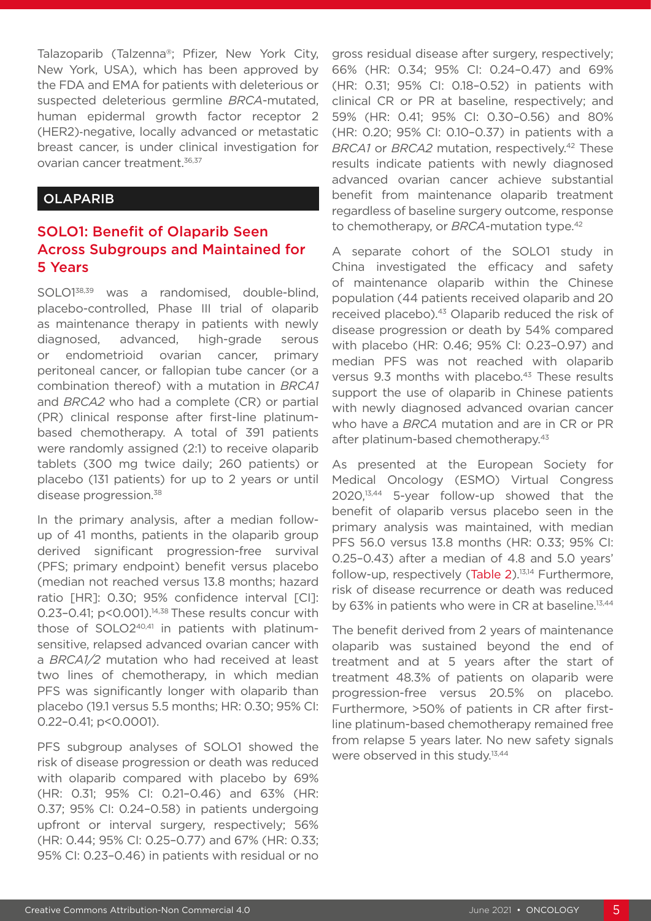Talazoparib (Talzenna®; Pfizer, New York City, New York, USA), which has been approved by the FDA and EMA for patients with deleterious or suspected deleterious germline *BRCA*-mutated, human epidermal growth factor receptor 2 (HER2)-negative, locally advanced or metastatic breast cancer, is under clinical investigation for ovarian cancer treatment.[36,37]

## OLAPARIB

### SOLO1: Benefit of Olaparib Seen Across Subgroups and Maintained for 5 Years

SOLO1[38,39] was a randomised, double-blind, placebo-controlled, Phase III trial of olaparib as maintenance therapy in patients with newly diagnosed, advanced, high-grade serous or endometrioid ovarian cancer, primary peritoneal cancer, or fallopian tube cancer (or a combination thereof) with a mutation in *BRCA1* and *BRCA2* who had a complete (CR) or partial (PR) clinical response after first-line platinum-based chemotherapy. A total of 391 patients were randomly assigned (2:1) to receive olaparib tablets (300 mg twice daily; 260 patients) or placebo (131 patients) for up to 2 years or until disease progression.[38]

In the primary analysis, after a median follow-up of 41 months, patients in the olaparib group derived significant progression-free survival (PFS; primary endpoint) benefit versus placebo (median not reached versus 13.8 months; hazard ratio [HR]: 0.30; 95% confidence interval [CI]: 0.23–0.41; p<0.001).[14,38] These results concur with those of SOLO2[40,41] in patients with platinum-sensitive, relapsed advanced ovarian cancer with a *BRCA1/2* mutation who had received at least two lines of chemotherapy, in which median PFS was significantly longer with olaparib than placebo (19.1 versus 5.5 months; HR: 0.30; 95% CI: 0.22–0.41; p<0.0001).

PFS subgroup analyses of SOLO1 showed the risk of disease progression or death was reduced with olaparib compared with placebo by 69% (HR: 0.31; 95% CI: 0.21–0.46) and 63% (HR: 0.37; 95% CI: 0.24–0.58) in patients undergoing upfront or interval surgery, respectively; 56% (HR: 0.44; 95% CI: 0.25–0.77) and 67% (HR: 0.33; 95% CI: 0.23–0.46) in patients with residual or no gross residual disease after surgery, respectively; 66% (HR: 0.34; 95% CI: 0.24–0.47) and 69% (HR: 0.31; 95% CI: 0.18–0.52) in patients with clinical CR or PR at baseline, respectively; and 59% (HR: 0.41; 95% CI: 0.30–0.56) and 80% (HR: 0.20; 95% CI: 0.10–0.37) in patients with a *BRCA1* or *BRCA2* mutation, respectively.[42] These results indicate patients with newly diagnosed advanced ovarian cancer achieve substantial benefit from maintenance olaparib treatment regardless of baseline surgery outcome, response to chemotherapy, or *BRCA*-mutation type.[42]

A separate cohort of the SOLO1 study in China investigated the efficacy and safety of maintenance olaparib within the Chinese population (44 patients received olaparib and 20 received placebo).[43] Olaparib reduced the risk of disease progression or death by 54% compared with placebo (HR: 0.46; 95% CI: 0.23–0.97) and median PFS was not reached with olaparib versus 9.3 months with placebo.[43] These results support the use of olaparib in Chinese patients with newly diagnosed advanced ovarian cancer who have a *BRCA* mutation and are in CR or PR after platinum-based chemotherapy.[43]

As presented at the European Society for Medical Oncology (ESMO) Virtual Congress 2020,[13,44] 5-year follow-up showed that the benefit of olaparib versus placebo seen in the primary analysis was maintained, with median PFS 56.0 versus 13.8 months (HR: 0.33; 95% CI: 0.25–0.43) after a median of 4.8 and 5.0 years' follow-up, respectively (Table 2).[13,14] Furthermore, risk of disease recurrence or death was reduced by 63% in patients who were in CR at baseline.[13,44]

The benefit derived from 2 years of maintenance olaparib was sustained beyond the end of treatment and at 5 years after the start of treatment 48.3% of patients on olaparib were progression-free versus 20.5% on placebo. Furthermore, >50% of patients in CR after first-line platinum-based chemotherapy remained free from relapse 5 years later. No new safety signals were observed in this study.[13,44]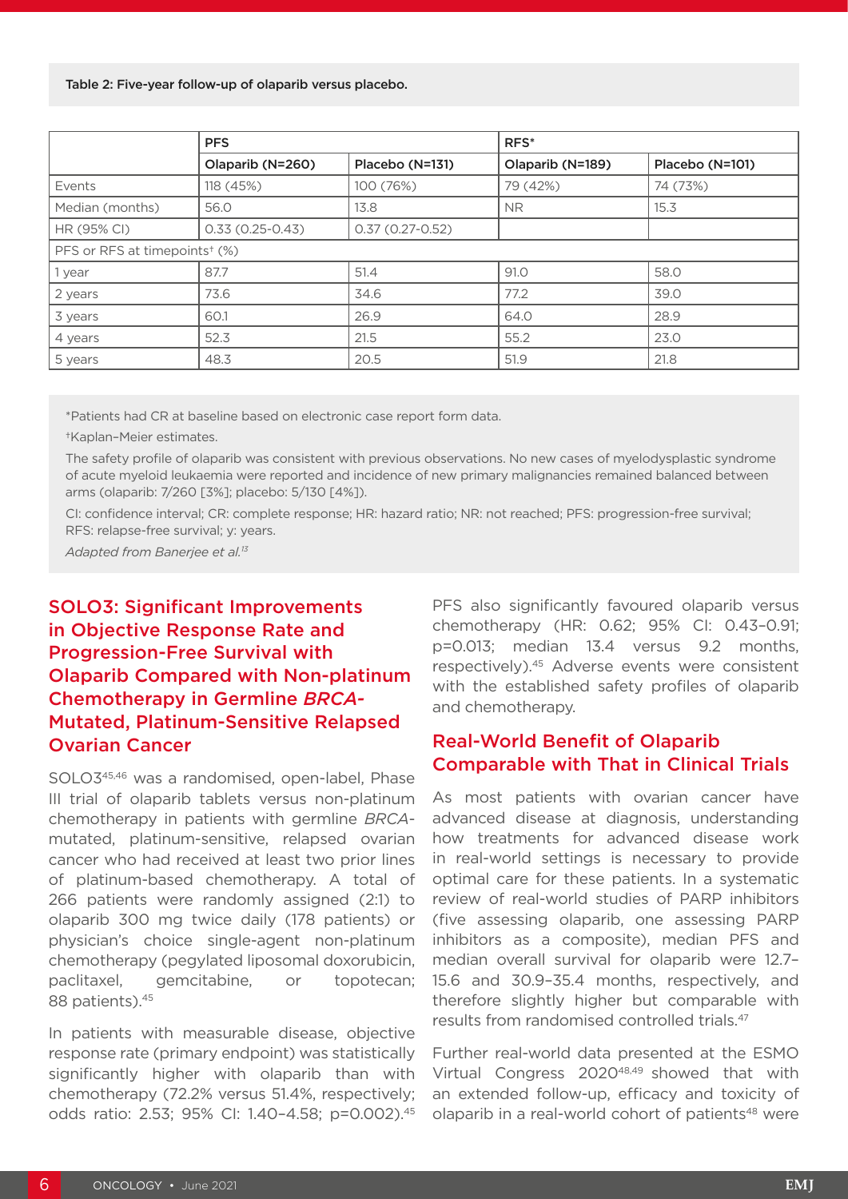Table 2: Five-year follow-up of olaparib versus placebo.

| | PFS | | RFS* | |
|---|---|---|---|---|
| | Olaparib (N=260) | Placebo (N=131) | Olaparib (N=189) | Placebo (N=101) |
| Events | 118 (45%) | 100 (76%) | 79 (42%) | 74 (73%) |
| Median (months) | 56.0 | 13.8 | NR | 15.3 |
| HR (95% CI) | 0.33 (0.25-0.43) | 0.37 (0.27-0.52) | | |
| PFS or RFS at timepoints† (%) | | | | |
| 1 year | 87.7 | 51.4 | 91.0 | 58.0 |
| 2 years | 73.6 | 34.6 | 77.2 | 39.0 |
| 3 years | 60.1 | 26.9 | 64.0 | 28.9 |
| 4 years | 52.3 | 21.5 | 55.2 | 23.0 |
| 5 years | 48.3 | 20.5 | 51.9 | 21.8 |

*Patients had CR at baseline based on electronic case report form data.

†Kaplan–Meier estimates.

The safety profile of olaparib was consistent with previous observations. No new cases of myelodysplastic syndrome of acute myeloid leukaemia were reported and incidence of new primary malignancies remained balanced between arms (olaparib: 7/260 [3%]; placebo: 5/130 [4%]).

CI: confidence interval; CR: complete response; HR: hazard ratio; NR: not reached; PFS: progression-free survival; RFS: relapse-free survival; y: years.

*Adapted from Banerjee et al.*[13]

## SOLO3: Significant Improvements in Objective Response Rate and Progression-Free Survival with Olaparib Compared with Non-platinum Chemotherapy in Germline *BRCA*-Mutated, Platinum-Sensitive Relapsed Ovarian Cancer

SOLO3[45,46] was a randomised, open-label, Phase III trial of olaparib tablets versus non-platinum chemotherapy in patients with germline *BRCA*-mutated, platinum-sensitive, relapsed ovarian cancer who had received at least two prior lines of platinum-based chemotherapy. A total of 266 patients were randomly assigned (2:1) to olaparib 300 mg twice daily (178 patients) or physician's choice single-agent non-platinum chemotherapy (pegylated liposomal doxorubicin, paclitaxel, gemcitabine, or topotecan; 88 patients).[45]

In patients with measurable disease, objective response rate (primary endpoint) was statistically significantly higher with olaparib than with chemotherapy (72.2% versus 51.4%, respectively; odds ratio: 2.53; 95% CI: 1.40–4.58; p=0.002).[45] PFS also significantly favoured olaparib versus chemotherapy (HR: 0.62; 95% CI: 0.43–0.91; p=0.013; median 13.4 versus 9.2 months, respectively).[45] Adverse events were consistent with the established safety profiles of olaparib and chemotherapy.

## Real-World Benefit of Olaparib Comparable with That in Clinical Trials

As most patients with ovarian cancer have advanced disease at diagnosis, understanding how treatments for advanced disease work in real-world settings is necessary to provide optimal care for these patients. In a systematic review of real-world studies of PARP inhibitors (five assessing olaparib, one assessing PARP inhibitors as a composite), median PFS and median overall survival for olaparib were 12.7–15.6 and 30.9–35.4 months, respectively, and therefore slightly higher but comparable with results from randomised controlled trials.[47]

Further real-world data presented at the ESMO Virtual Congress 2020[48,49] showed that with an extended follow-up, efficacy and toxicity of olaparib in a real-world cohort of patients[48] were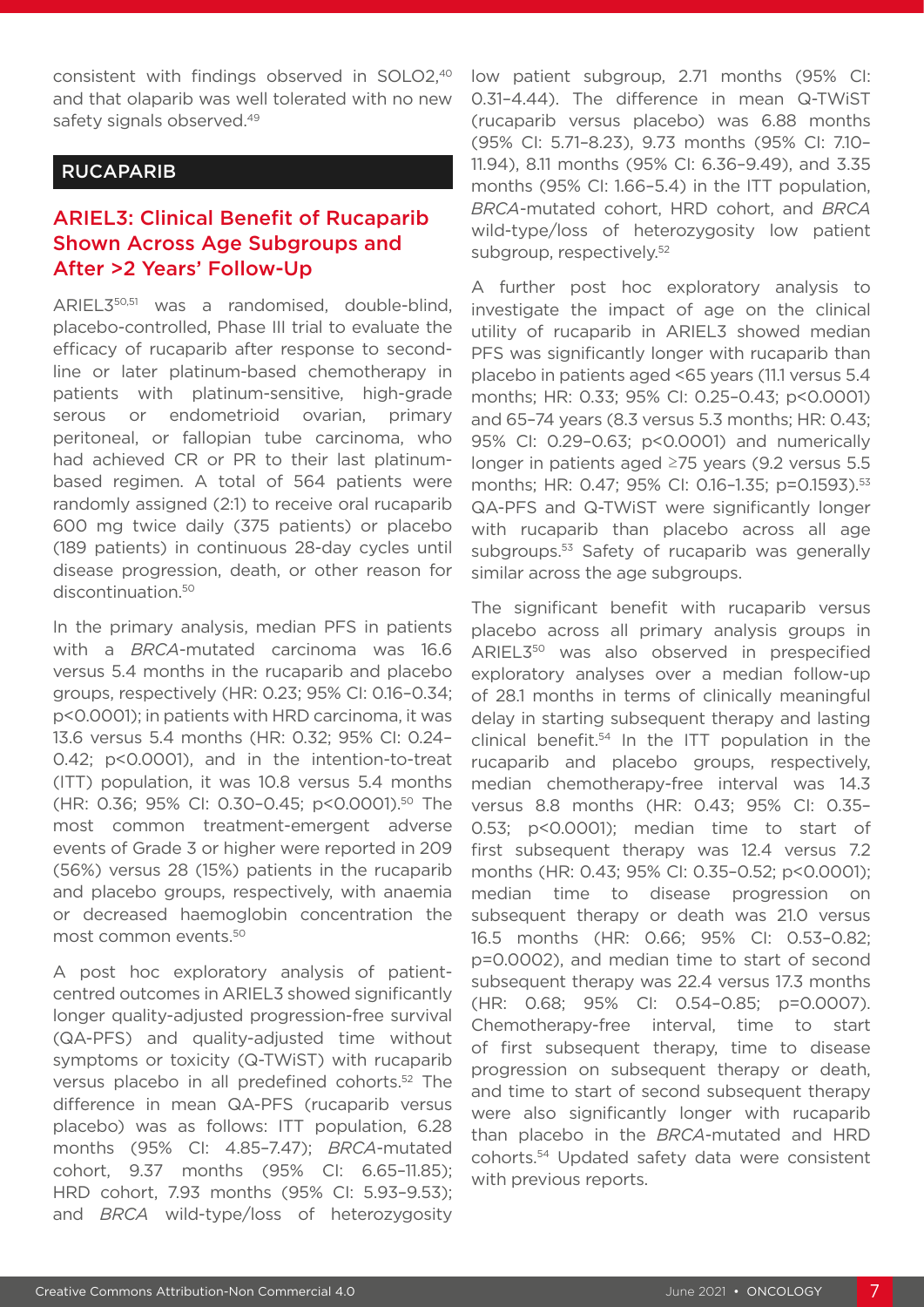consistent with findings observed in SOLO2,[40] and that olaparib was well tolerated with no new safety signals observed.[49]

## RUCAPARIB

### ARIEL3: Clinical Benefit of Rucaparib Shown Across Age Subgroups and After >2 Years' Follow-Up

ARIEL3[50,51] was a randomised, double-blind, placebo-controlled, Phase III trial to evaluate the efficacy of rucaparib after response to second-line or later platinum-based chemotherapy in patients with platinum-sensitive, high-grade serous or endometrioid ovarian, primary peritoneal, or fallopian tube carcinoma, who had achieved CR or PR to their last platinum-based regimen. A total of 564 patients were randomly assigned (2:1) to receive oral rucaparib 600 mg twice daily (375 patients) or placebo (189 patients) in continuous 28-day cycles until disease progression, death, or other reason for discontinuation.[50]

In the primary analysis, median PFS in patients with a *BRCA*-mutated carcinoma was 16.6 versus 5.4 months in the rucaparib and placebo groups, respectively (HR: 0.23; 95% CI: 0.16–0.34; p<0.0001); in patients with HRD carcinoma, it was 13.6 versus 5.4 months (HR: 0.32; 95% CI: 0.24–0.42; p<0.0001), and in the intention-to-treat (ITT) population, it was 10.8 versus 5.4 months (HR: 0.36; 95% CI: 0.30–0.45; p<0.0001).[50] The most common treatment-emergent adverse events of Grade 3 or higher were reported in 209 (56%) versus 28 (15%) patients in the rucaparib and placebo groups, respectively, with anaemia or decreased haemoglobin concentration the most common events.[50]

A post hoc exploratory analysis of patient-centred outcomes in ARIEL3 showed significantly longer quality-adjusted progression-free survival (QA-PFS) and quality-adjusted time without symptoms or toxicity (Q-TWiST) with rucaparib versus placebo in all predefined cohorts.[52] The difference in mean QA-PFS (rucaparib versus placebo) was as follows: ITT population, 6.28 months (95% CI: 4.85–7.47); *BRCA*-mutated cohort, 9.37 months (95% CI: 6.65–11.85); HRD cohort, 7.93 months (95% CI: 5.93–9.53); and *BRCA* wild-type/loss of heterozygosity low patient subgroup, 2.71 months (95% CI: 0.31–4.44). The difference in mean Q-TWiST (rucaparib versus placebo) was 6.88 months (95% CI: 5.71–8.23), 9.73 months (95% CI: 7.10–11.94), 8.11 months (95% CI: 6.36–9.49), and 3.35 months (95% CI: 1.66–5.4) in the ITT population, *BRCA*-mutated cohort, HRD cohort, and *BRCA* wild-type/loss of heterozygosity low patient subgroup, respectively.[52]

A further post hoc exploratory analysis to investigate the impact of age on the clinical utility of rucaparib in ARIEL3 showed median PFS was significantly longer with rucaparib than placebo in patients aged <65 years (11.1 versus 5.4 months; HR: 0.33; 95% CI: 0.25–0.43; p<0.0001) and 65–74 years (8.3 versus 5.3 months; HR: 0.43; 95% CI: 0.29–0.63; p<0.0001) and numerically longer in patients aged ≥75 years (9.2 versus 5.5 months; HR: 0.47; 95% CI: 0.16–1.35; p=0.1593).[53] QA-PFS and Q-TWiST were significantly longer with rucaparib than placebo across all age subgroups.[53] Safety of rucaparib was generally similar across the age subgroups.

The significant benefit with rucaparib versus placebo across all primary analysis groups in ARIEL3[50] was also observed in prespecified exploratory analyses over a median follow-up of 28.1 months in terms of clinically meaningful delay in starting subsequent therapy and lasting clinical benefit.[54] In the ITT population in the rucaparib and placebo groups, respectively, median chemotherapy-free interval was 14.3 versus 8.8 months (HR: 0.43; 95% CI: 0.35–0.53; p<0.0001); median time to start of first subsequent therapy was 12.4 versus 7.2 months (HR: 0.43; 95% CI: 0.35–0.52; p<0.0001); median time to disease progression on subsequent therapy or death was 21.0 versus 16.5 months (HR: 0.66; 95% CI: 0.53–0.82; p=0.0002), and median time to start of second subsequent therapy was 22.4 versus 17.3 months (HR: 0.68; 95% CI: 0.54–0.85; p=0.0007). Chemotherapy-free interval, time to start of first subsequent therapy, time to disease progression on subsequent therapy or death, and time to start of second subsequent therapy were also significantly longer with rucaparib than placebo in the *BRCA*-mutated and HRD cohorts.[54] Updated safety data were consistent with previous reports.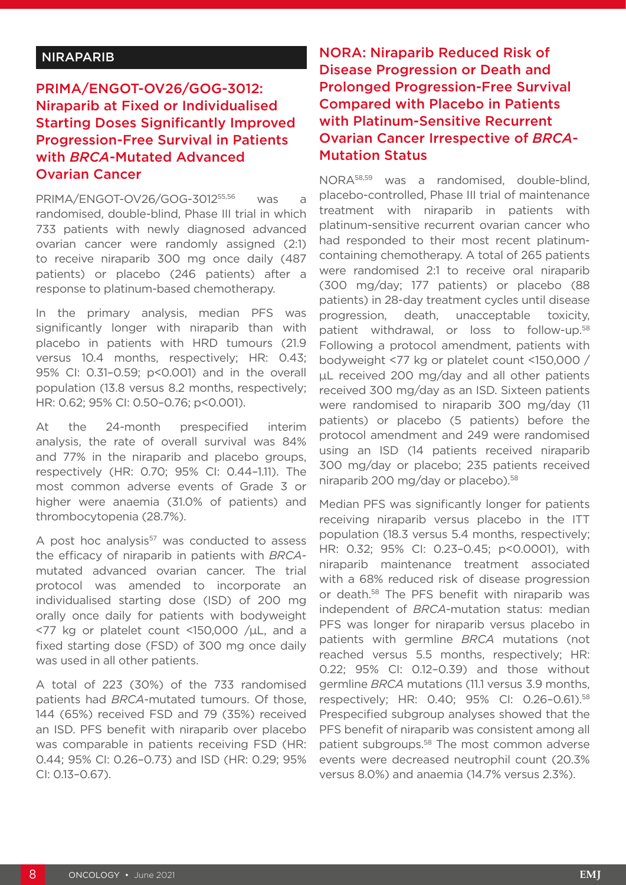## NIRAPARIB

### PRIMA/ENGOT-OV26/GOG-3012: Niraparib at Fixed or Individualised Starting Doses Significantly Improved Progression-Free Survival in Patients with *BRCA*-Mutated Advanced Ovarian Cancer

PRIMA/ENGOT-OV26/GOG-3012[55,56] was a randomised, double-blind, Phase III trial in which 733 patients with newly diagnosed advanced ovarian cancer were randomly assigned (2:1) to receive niraparib 300 mg once daily (487 patients) or placebo (246 patients) after a response to platinum-based chemotherapy.

In the primary analysis, median PFS was significantly longer with niraparib than with placebo in patients with HRD tumours (21.9 versus 10.4 months, respectively; HR: 0.43; 95% CI: 0.31–0.59; p<0.001) and in the overall population (13.8 versus 8.2 months, respectively; HR: 0.62; 95% CI: 0.50–0.76; p<0.001).

At the 24-month prespecified interim analysis, the rate of overall survival was 84% and 77% in the niraparib and placebo groups, respectively (HR: 0.70; 95% CI: 0.44–1.11). The most common adverse events of Grade 3 or higher were anaemia (31.0% of patients) and thrombocytopenia (28.7%).

A post hoc analysis[57] was conducted to assess the efficacy of niraparib in patients with *BRCA*-mutated advanced ovarian cancer. The trial protocol was amended to incorporate an individualised starting dose (ISD) of 200 mg orally once daily for patients with bodyweight <77 kg or platelet count <150,000 /µL, and a fixed starting dose (FSD) of 300 mg once daily was used in all other patients.

A total of 223 (30%) of the 733 randomised patients had *BRCA*-mutated tumours. Of those, 144 (65%) received FSD and 79 (35%) received an ISD. PFS benefit with niraparib over placebo was comparable in patients receiving FSD (HR: 0.44; 95% CI: 0.26–0.73) and ISD (HR: 0.29; 95% CI: 0.13–0.67).

### NORA: Niraparib Reduced Risk of Disease Progression or Death and Prolonged Progression-Free Survival Compared with Placebo in Patients with Platinum-Sensitive Recurrent Ovarian Cancer Irrespective of *BRCA*-Mutation Status

NORA[58,59] was a randomised, double-blind, placebo-controlled, Phase III trial of maintenance treatment with niraparib in patients with platinum-sensitive recurrent ovarian cancer who had responded to their most recent platinum-containing chemotherapy. A total of 265 patients were randomised 2:1 to receive oral niraparib (300 mg/day; 177 patients) or placebo (88 patients) in 28-day treatment cycles until disease progression, death, unacceptable toxicity, patient withdrawal, or loss to follow-up.[58] Following a protocol amendment, patients with bodyweight <77 kg or platelet count <150,000 / µL received 200 mg/day and all other patients received 300 mg/day as an ISD. Sixteen patients were randomised to niraparib 300 mg/day (11 patients) or placebo (5 patients) before the protocol amendment and 249 were randomised using an ISD (14 patients received niraparib 300 mg/day or placebo; 235 patients received niraparib 200 mg/day or placebo).[58]

Median PFS was significantly longer for patients receiving niraparib versus placebo in the ITT population (18.3 versus 5.4 months, respectively; HR: 0.32; 95% CI: 0.23–0.45; p<0.0001), with niraparib maintenance treatment associated with a 68% reduced risk of disease progression or death.[58] The PFS benefit with niraparib was independent of *BRCA*-mutation status: median PFS was longer for niraparib versus placebo in patients with germline *BRCA* mutations (not reached versus 5.5 months, respectively; HR: 0.22; 95% CI: 0.12–0.39) and those without germline *BRCA* mutations (11.1 versus 3.9 months, respectively; HR: 0.40; 95% CI: 0.26–0.61).[58] Prespecified subgroup analyses showed that the PFS benefit of niraparib was consistent among all patient subgroups.[58] The most common adverse events were decreased neutrophil count (20.3% versus 8.0%) and anaemia (14.7% versus 2.3%).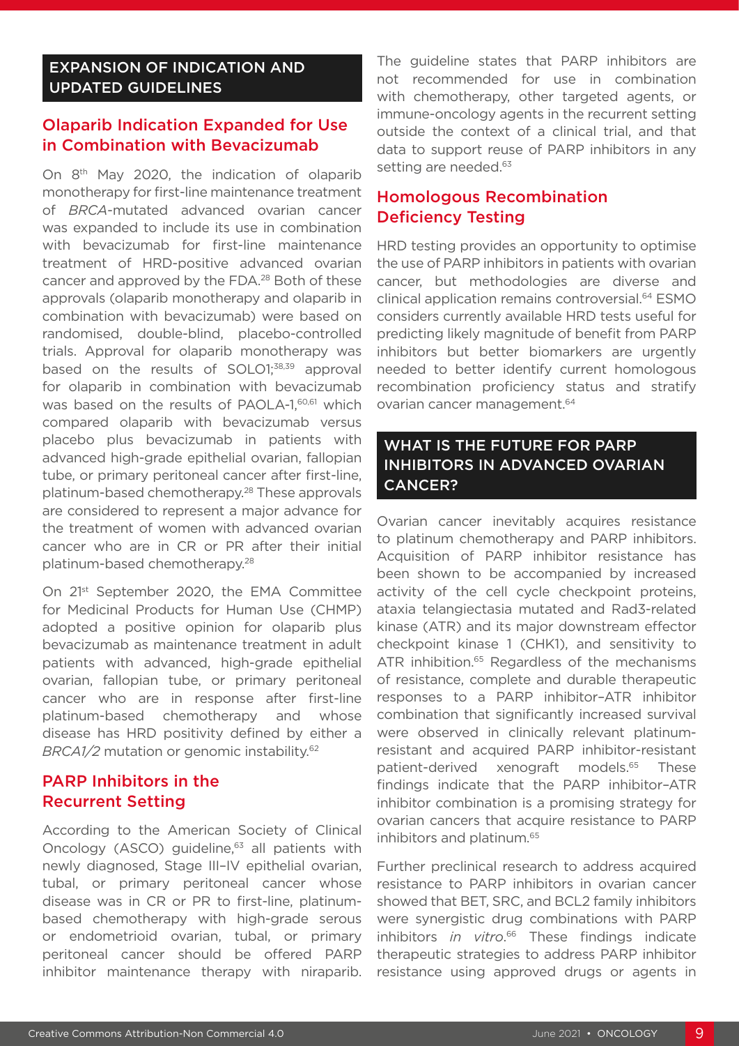## EXPANSION OF INDICATION AND UPDATED GUIDELINES

### Olaparib Indication Expanded for Use in Combination with Bevacizumab

On 8th May 2020, the indication of olaparib monotherapy for first-line maintenance treatment of *BRCA*-mutated advanced ovarian cancer was expanded to include its use in combination with bevacizumab for first-line maintenance treatment of HRD-positive advanced ovarian cancer and approved by the FDA.[28] Both of these approvals (olaparib monotherapy and olaparib in combination with bevacizumab) were based on randomised, double-blind, placebo-controlled trials. Approval for olaparib monotherapy was based on the results of SOLO1;[38,39] approval for olaparib in combination with bevacizumab was based on the results of PAOLA-1,[60,61] which compared olaparib with bevacizumab versus placebo plus bevacizumab in patients with advanced high-grade epithelial ovarian, fallopian tube, or primary peritoneal cancer after first-line, platinum-based chemotherapy.[28] These approvals are considered to represent a major advance for the treatment of women with advanced ovarian cancer who are in CR or PR after their initial platinum-based chemotherapy.[28]

On 21st September 2020, the EMA Committee for Medicinal Products for Human Use (CHMP) adopted a positive opinion for olaparib plus bevacizumab as maintenance treatment in adult patients with advanced, high-grade epithelial ovarian, fallopian tube, or primary peritoneal cancer who are in response after first-line platinum-based chemotherapy and whose disease has HRD positivity defined by either a *BRCA1/2* mutation or genomic instability.[62]

### PARP Inhibitors in the Recurrent Setting

According to the American Society of Clinical Oncology (ASCO) guideline,[63] all patients with newly diagnosed, Stage III–IV epithelial ovarian, tubal, or primary peritoneal cancer whose disease was in CR or PR to first-line, platinum-based chemotherapy with high-grade serous or endometrioid ovarian, tubal, or primary peritoneal cancer should be offered PARP inhibitor maintenance therapy with niraparib. The guideline states that PARP inhibitors are not recommended for use in combination with chemotherapy, other targeted agents, or immune-oncology agents in the recurrent setting outside the context of a clinical trial, and that data to support reuse of PARP inhibitors in any setting are needed.[63]

### Homologous Recombination Deficiency Testing

HRD testing provides an opportunity to optimise the use of PARP inhibitors in patients with ovarian cancer, but methodologies are diverse and clinical application remains controversial.[64] ESMO considers currently available HRD tests useful for predicting likely magnitude of benefit from PARP inhibitors but better biomarkers are urgently needed to better identify current homologous recombination proficiency status and stratify ovarian cancer management.[64]

## WHAT IS THE FUTURE FOR PARP INHIBITORS IN ADVANCED OVARIAN CANCER?

Ovarian cancer inevitably acquires resistance to platinum chemotherapy and PARP inhibitors. Acquisition of PARP inhibitor resistance has been shown to be accompanied by increased activity of the cell cycle checkpoint proteins, ataxia telangiectasia mutated and Rad3-related kinase (ATR) and its major downstream effector checkpoint kinase 1 (CHK1), and sensitivity to ATR inhibition.[65] Regardless of the mechanisms of resistance, complete and durable therapeutic responses to a PARP inhibitor–ATR inhibitor combination that significantly increased survival were observed in clinically relevant platinum-resistant and acquired PARP inhibitor-resistant patient-derived xenograft models.[65] These findings indicate that the PARP inhibitor–ATR inhibitor combination is a promising strategy for ovarian cancers that acquire resistance to PARP inhibitors and platinum.[65]

Further preclinical research to address acquired resistance to PARP inhibitors in ovarian cancer showed that BET, SRC, and BCL2 family inhibitors were synergistic drug combinations with PARP inhibitors *in vitro*.[66] These findings indicate therapeutic strategies to address PARP inhibitor resistance using approved drugs or agents in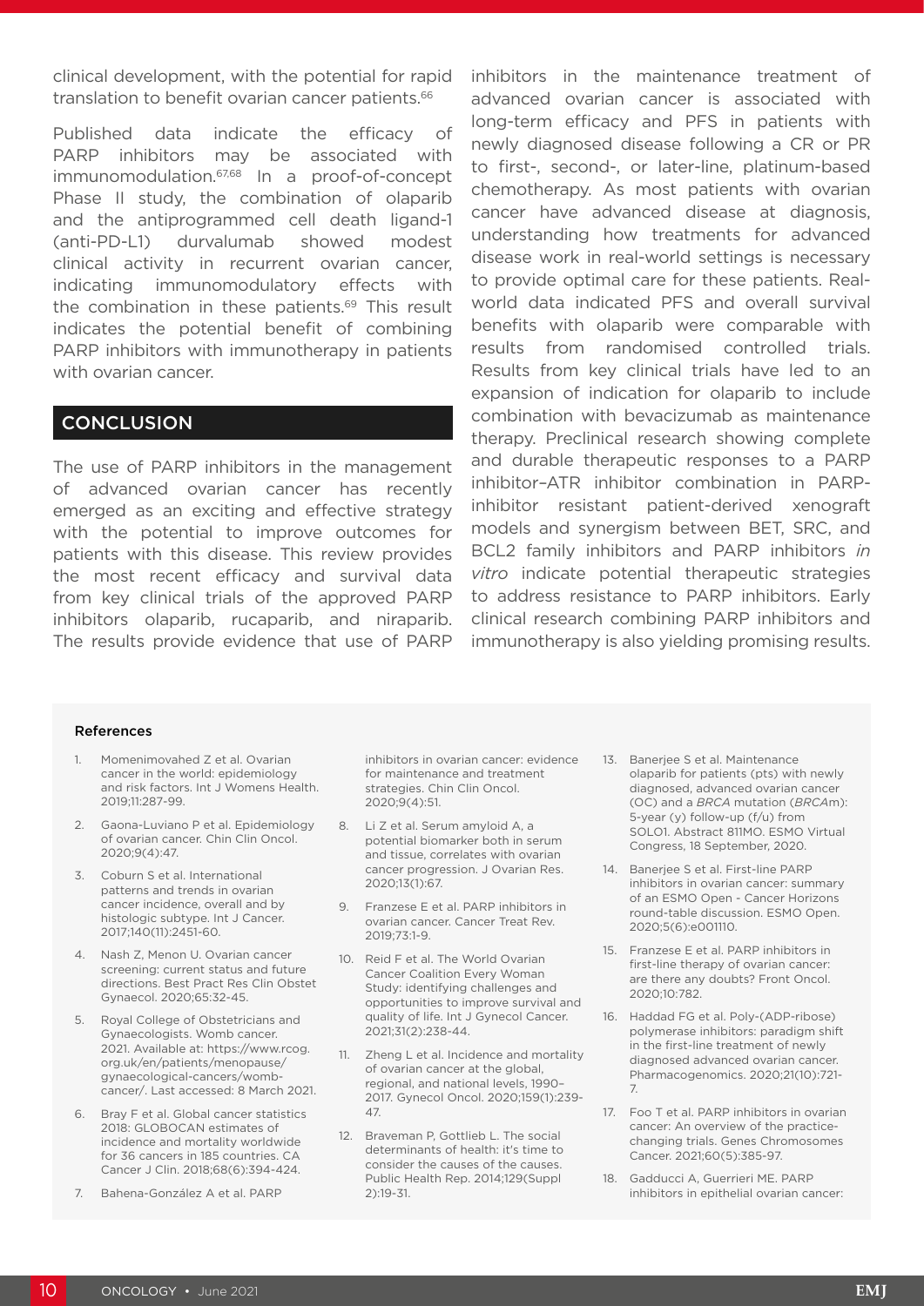clinical development, with the potential for rapid translation to benefit ovarian cancer patients.[66]

Published data indicate the efficacy of PARP inhibitors may be associated with immunomodulation.[67,68] In a proof-of-concept Phase II study, the combination of olaparib and the antiprogrammed cell death ligand-1 (anti-PD-L1) durvalumab showed modest clinical activity in recurrent ovarian cancer, indicating immunomodulatory effects with the combination in these patients.[69] This result indicates the potential benefit of combining PARP inhibitors with immunotherapy in patients with ovarian cancer.

## CONCLUSION

The use of PARP inhibitors in the management of advanced ovarian cancer has recently emerged as an exciting and effective strategy with the potential to improve outcomes for patients with this disease. This review provides the most recent efficacy and survival data from key clinical trials of the approved PARP inhibitors olaparib, rucaparib, and niraparib. The results provide evidence that use of PARP inhibitors in the maintenance treatment of advanced ovarian cancer is associated with long-term efficacy and PFS in patients with newly diagnosed disease following a CR or PR to first-, second-, or later-line, platinum-based chemotherapy. As most patients with ovarian cancer have advanced disease at diagnosis, understanding how treatments for advanced disease work in real-world settings is necessary to provide optimal care for these patients. Real-world data indicated PFS and overall survival benefits with olaparib were comparable with results from randomised controlled trials. Results from key clinical trials have led to an expansion of indication for olaparib to include combination with bevacizumab as maintenance therapy. Preclinical research showing complete and durable therapeutic responses to a PARP inhibitor–ATR inhibitor combination in PARP-inhibitor resistant patient-derived xenograft models and synergism between BET, SRC, and BCL2 family inhibitors and PARP inhibitors *in vitro* indicate potential therapeutic strategies to address resistance to PARP inhibitors. Early clinical research combining PARP inhibitors and immunotherapy is also yielding promising results.

### References

1. Momenimovahed Z et al. Ovarian cancer in the world: epidemiology and risk factors. Int J Womens Health. 2019;11:287-99.
2. Gaona-Luviano P et al. Epidemiology of ovarian cancer. Chin Clin Oncol. 2020;9(4):47.
3. Coburn S et al. International patterns and trends in ovarian cancer incidence, overall and by histologic subtype. Int J Cancer. 2017;140(11):2451-60.
4. Nash Z, Menon U. Ovarian cancer screening: current status and future directions. Best Pract Res Clin Obstet Gynaecol. 2020;65:32-45.
5. Royal College of Obstetricians and Gynaecologists. Womb cancer. 2021. Available at: https://www.rcog.org.uk/en/patients/menopause/gynaecological-cancers/womb-cancer/. Last accessed: 8 March 2021.
6. Bray F et al. Global cancer statistics 2018: GLOBOCAN estimates of incidence and mortality worldwide for 36 cancers in 185 countries. CA Cancer J Clin. 2018;68(6):394-424.
7. Bahena-González A et al. PARP inhibitors in ovarian cancer: evidence for maintenance and treatment strategies. Chin Clin Oncol. 2020;9(4):51.
8. Li Z et al. Serum amyloid A, a potential biomarker both in serum and tissue, correlates with ovarian cancer progression. J Ovarian Res. 2020;13(1):67.
9. Franzese E et al. PARP inhibitors in ovarian cancer. Cancer Treat Rev. 2019;73:1-9.
10. Reid F et al. The World Ovarian Cancer Coalition Every Woman Study: identifying challenges and opportunities to improve survival and quality of life. Int J Gynecol Cancer. 2021;31(2):238-44.
11. Zheng L et al. Incidence and mortality of ovarian cancer at the global, regional, and national levels, 1990–2017. Gynecol Oncol. 2020;159(1):239-47.
12. Braveman P, Gottlieb L. The social determinants of health: it's time to consider the causes of the causes. Public Health Rep. 2014;129(Suppl 2):19-31.
13. Banerjee S et al. Maintenance olaparib for patients (pts) with newly diagnosed, advanced ovarian cancer (OC) and a *BRCA* mutation (*BRCA*m): 5-year (y) follow-up (f/u) from SOLO1. Abstract 811MO. ESMO Virtual Congress, 18 September, 2020.
14. Banerjee S et al. First-line PARP inhibitors in ovarian cancer: summary of an ESMO Open - Cancer Horizons round-table discussion. ESMO Open. 2020;5(6):e001110.
15. Franzese E et al. PARP inhibitors in first-line therapy of ovarian cancer: are there any doubts? Front Oncol. 2020;10:782.
16. Haddad FG et al. Poly-(ADP-ribose) polymerase inhibitors: paradigm shift in the first-line treatment of newly diagnosed advanced ovarian cancer. Pharmacogenomics. 2020;21(10):721-7.
17. Foo T et al. PARP inhibitors in ovarian cancer: An overview of the practice-changing trials. Genes Chromosomes Cancer. 2021;60(5):385-97.
18. Gadducci A, Guerrieri ME. PARP inhibitors in epithelial ovarian cancer: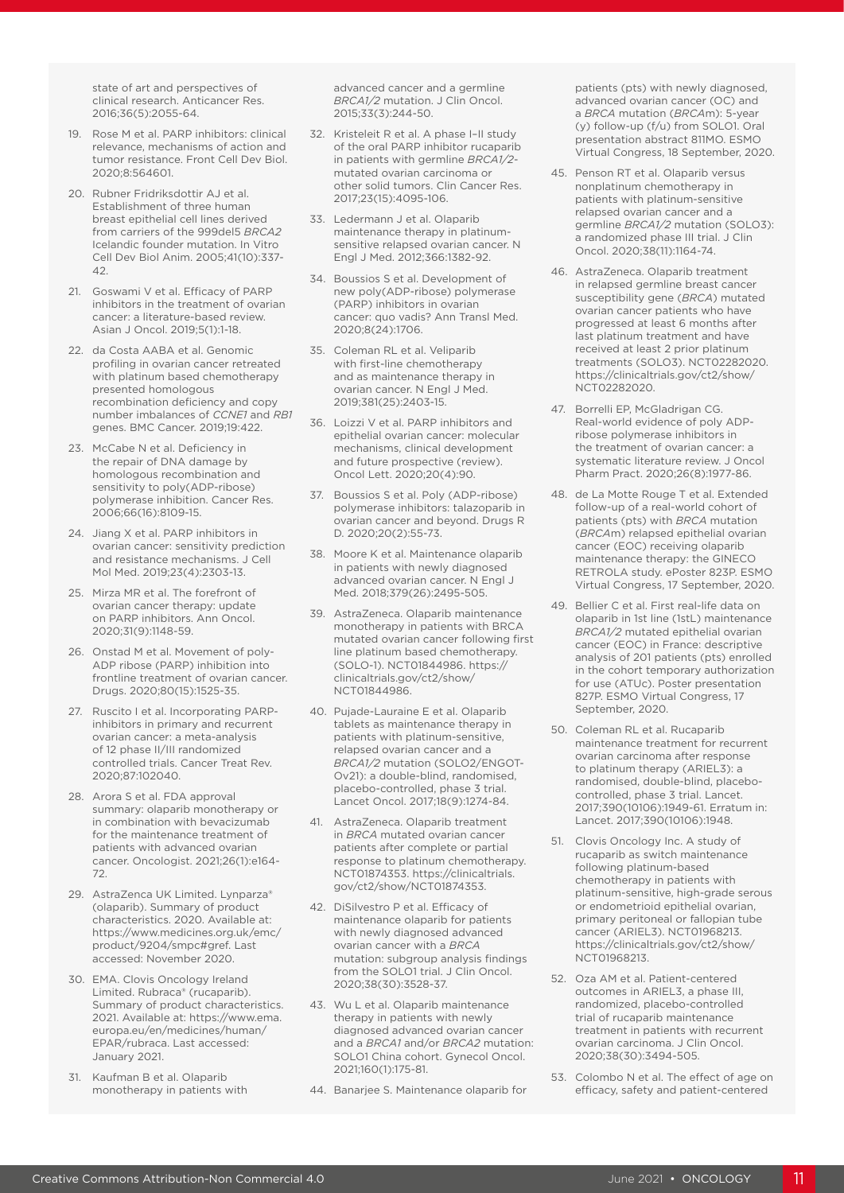state of art and perspectives of clinical research. Anticancer Res. 2016;36(5):2055-64.

19. Rose M et al. PARP inhibitors: clinical relevance, mechanisms of action and tumor resistance. Front Cell Dev Biol. 2020;8:564601.
20. Rubner Fridriksdottir AJ et al. Establishment of three human breast epithelial cell lines derived from carriers of the 999del5 *BRCA2* Icelandic founder mutation. In Vitro Cell Dev Biol Anim. 2005;41(10):337-42.
21. Goswami V et al. Efficacy of PARP inhibitors in the treatment of ovarian cancer: a literature-based review. Asian J Oncol. 2019;5(1):1-18.
22. da Costa AABA et al. Genomic profiling in ovarian cancer retreated with platinum based chemotherapy presented homologous recombination deficiency and copy number imbalances of *CCNE1* and *RB1* genes. BMC Cancer. 2019;19:422.
23. McCabe N et al. Deficiency in the repair of DNA damage by homologous recombination and sensitivity to poly(ADP-ribose) polymerase inhibition. Cancer Res. 2006;66(16):8109-15.
24. Jiang X et al. PARP inhibitors in ovarian cancer: sensitivity prediction and resistance mechanisms. J Cell Mol Med. 2019;23(4):2303-13.
25. Mirza MR et al. The forefront of ovarian cancer therapy: update on PARP inhibitors. Ann Oncol. 2020;31(9):1148-59.
26. Onstad M et al. Movement of poly-ADP ribose (PARP) inhibition into frontline treatment of ovarian cancer. Drugs. 2020;80(15):1525-35.
27. Ruscito I et al. Incorporating PARP-inhibitors in primary and recurrent ovarian cancer: a meta-analysis of 12 phase II/III randomized controlled trials. Cancer Treat Rev. 2020;87:102040.
28. Arora S et al. FDA approval summary: olaparib monotherapy or in combination with bevacizumab for the maintenance treatment of patients with advanced ovarian cancer. Oncologist. 2021;26(1):e164-72.
29. AstraZenca UK Limited. Lynparza® (olaparib). Summary of product characteristics. 2020. Available at: https://www.medicines.org.uk/emc/product/9204/smpc#gref. Last accessed: November 2020.
30. EMA. Clovis Oncology Ireland Limited. Rubraca® (rucaparib). Summary of product characteristics. 2021. Available at: https://www.ema.europa.eu/en/medicines/human/EPAR/rubraca. Last accessed: January 2021.
31. Kaufman B et al. Olaparib monotherapy in patients with advanced cancer and a germline *BRCA1/2* mutation. J Clin Oncol. 2015;33(3):244-50.
32. Kristeleit R et al. A phase I–II study of the oral PARP inhibitor rucaparib in patients with germline *BRCA1/2*-mutated ovarian carcinoma or other solid tumors. Clin Cancer Res. 2017;23(15):4095-106.
33. Ledermann J et al. Olaparib maintenance therapy in platinum-sensitive relapsed ovarian cancer. N Engl J Med. 2012;366:1382-92.
34. Boussios S et al. Development of new poly(ADP-ribose) polymerase (PARP) inhibitors in ovarian cancer: quo vadis? Ann Transl Med. 2020;8(24):1706.
35. Coleman RL et al. Veliparib with first-line chemotherapy and as maintenance therapy in ovarian cancer. N Engl J Med. 2019;381(25):2403-15.
36. Loizzi V et al. PARP inhibitors and epithelial ovarian cancer: molecular mechanisms, clinical development and future prospective (review). Oncol Lett. 2020;20(4):90.
37. Boussios S et al. Poly (ADP-ribose) polymerase inhibitors: talazoparib in ovarian cancer and beyond. Drugs R D. 2020;20(2):55-73.
38. Moore K et al. Maintenance olaparib in patients with newly diagnosed advanced ovarian cancer. N Engl J Med. 2018;379(26):2495-505.
39. AstraZeneca. Olaparib maintenance monotherapy in patients with BRCA mutated ovarian cancer following first line platinum based chemotherapy. (SOLO-1). NCT01844986. https://clinicaltrials.gov/ct2/show/NCT01844986.
40. Pujade-Lauraine E et al. Olaparib tablets as maintenance therapy in patients with platinum-sensitive, relapsed ovarian cancer and a *BRCA1/2* mutation (SOLO2/ENGOT-Ov21): a double-blind, randomised, placebo-controlled, phase 3 trial. Lancet Oncol. 2017;18(9):1274-84.
41. AstraZeneca. Olaparib treatment in *BRCA* mutated ovarian cancer patients after complete or partial response to platinum chemotherapy. NCT01874353. https://clinicaltrials.gov/ct2/show/NCT01874353.
42. DiSilvestro P et al. Efficacy of maintenance olaparib for patients with newly diagnosed advanced ovarian cancer with a *BRCA* mutation: subgroup analysis findings from the SOLO1 trial. J Clin Oncol. 2020;38(30):3528-37.
43. Wu L et al. Olaparib maintenance therapy in patients with newly diagnosed advanced ovarian cancer and a *BRCA1* and/or *BRCA2* mutation: SOLO1 China cohort. Gynecol Oncol. 2021;160(1):175-81.
44. Banarjee S. Maintenance olaparib for patients (pts) with newly diagnosed, advanced ovarian cancer (OC) and a *BRCA* mutation (*BRCA*m): 5-year (y) follow-up (f/u) from SOLO1. Oral presentation abstract 811MO. ESMO Virtual Congress, 18 September, 2020.
45. Penson RT et al. Olaparib versus nonplatinum chemotherapy in patients with platinum-sensitive relapsed ovarian cancer and a germline *BRCA1/2* mutation (SOLO3): a randomized phase III trial. J Clin Oncol. 2020;38(11):1164-74.
46. AstraZeneca. Olaparib treatment in relapsed germline breast cancer susceptibility gene (*BRCA*) mutated ovarian cancer patients who have progressed at least 6 months after last platinum treatment and have received at least 2 prior platinum treatments (SOLO3). NCT02282020. https://clinicaltrials.gov/ct2/show/NCT02282020.
47. Borrelli EP, McGladrigan CG. Real-world evidence of poly ADP-ribose polymerase inhibitors in the treatment of ovarian cancer: a systematic literature review. J Oncol Pharm Pract. 2020;26(8):1977-86.
48. de La Motte Rouge T et al. Extended follow-up of a real-world cohort of patients (pts) with *BRCA* mutation (*BRCA*m) relapsed epithelial ovarian cancer (EOC) receiving olaparib maintenance therapy: the GINECO RETROLA study. ePoster 823P. ESMO Virtual Congress, 17 September, 2020.
49. Bellier C et al. First real-life data on olaparib in 1st line (1stL) maintenance *BRCA1/2* mutated epithelial ovarian cancer (EOC) in France: descriptive analysis of 201 patients (pts) enrolled in the cohort temporary authorization for use (ATUc). Poster presentation 827P. ESMO Virtual Congress, 17 September, 2020.
50. Coleman RL et al. Rucaparib maintenance treatment for recurrent ovarian carcinoma after response to platinum therapy (ARIEL3): a randomised, double-blind, placebo-controlled, phase 3 trial. Lancet. 2017;390(10106):1949-61. Erratum in: Lancet. 2017;390(10106):1948.
51. Clovis Oncology Inc. A study of rucaparib as switch maintenance following platinum-based chemotherapy in patients with platinum-sensitive, high-grade serous or endometrioid epithelial ovarian, primary peritoneal or fallopian tube cancer (ARIEL3). NCT01968213. https://clinicaltrials.gov/ct2/show/NCT01968213.
52. Oza AM et al. Patient-centered outcomes in ARIEL3, a phase III, randomized, placebo-controlled trial of rucaparib maintenance treatment in patients with recurrent ovarian carcinoma. J Clin Oncol. 2020;38(30):3494-505.
53. Colombo N et al. The effect of age on efficacy, safety and patient-centered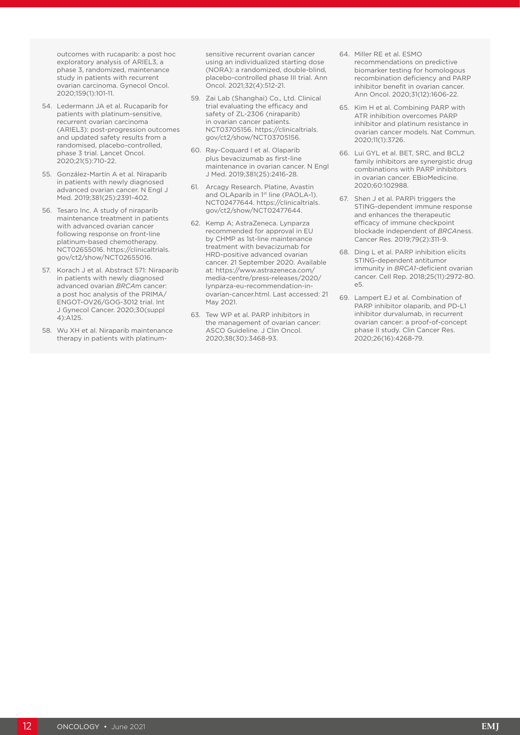outcomes with rucaparib: a post hoc exploratory analysis of ARIEL3, a phase 3, randomized, maintenance study in patients with recurrent ovarian carcinoma. Gynecol Oncol. 2020;159(1):101-11.

54. Ledermann JA et al. Rucaparib for patients with platinum-sensitive, recurrent ovarian carcinoma (ARIEL3): post-progression outcomes and updated safety results from a randomised, placebo-controlled, phase 3 trial. Lancet Oncol. 2020;21(5):710-22.

55. González-Martín A et al. Niraparib in patients with newly diagnosed advanced ovarian cancer. N Engl J Med. 2019;381(25):2391-402.

56. Tesaro Inc. A study of niraparib maintenance treatment in patients with advanced ovarian cancer following response on front-line platinum-based chemotherapy. NCT02655016. https://clinicaltrials.gov/ct2/show/NCT02655016.

57. Korach J et al. Abstract 571: Niraparib in patients with newly diagnosed advanced ovarian *BRCA*m cancer: a post hoc analysis of the PRIMA/ENGOT-OV26/GOG-3012 trial. Int J Gynecol Cancer. 2020;30(suppl 4):A125.

58. Wu XH et al. Niraparib maintenance therapy in patients with platinum-sensitive recurrent ovarian cancer using an individualized starting dose (NORA): a randomized, double-blind, placebo-controlled phase III trial. Ann Oncol. 2021;32(4):512-21.

59. Zai Lab (Shanghai) Co., Ltd. Clinical trial evaluating the efficacy and safety of ZL-2306 (niraparib) in ovarian cancer patients. NCT03705156. https://clinicaltrials.gov/ct2/show/NCT03705156.

60. Ray-Coquard I et al. Olaparib plus bevacizumab as first-line maintenance in ovarian cancer. N Engl J Med. 2019;381(25):2416-28.

61. Arcagy Research. Platine, Avastin and OLAparib in 1st line (PAOLA-1). NCT02477644. https://clinicaltrials.gov/ct2/show/NCT02477644.

62. Kemp A; AstraZeneca. Lynparza recommended for approval in EU by CHMP as 1st-line maintenance treatment with bevacizumab for HRD-positive advanced ovarian cancer. 21 September 2020. Available at: https://www.astrazeneca.com/media-centre/press-releases/2020/lynparza-eu-recommendation-in-ovarian-cancer.html. Last accessed: 21 May 2021.

63. Tew WP et al. PARP inhibitors in the management of ovarian cancer: ASCO Guideline. J Clin Oncol. 2020;38(30):3468-93.

64. Miller RE et al. ESMO recommendations on predictive biomarker testing for homologous recombination deficiency and PARP inhibitor benefit in ovarian cancer. Ann Oncol. 2020;31(12):1606-22.

65. Kim H et al. Combining PARP with ATR inhibition overcomes PARP inhibitor and platinum resistance in ovarian cancer models. Nat Commun. 2020;11(1):3726.

66. Lui GYL et al. BET, SRC, and BCL2 family inhibitors are synergistic drug combinations with PARP inhibitors in ovarian cancer. EBioMedicine. 2020;60:102988.

67. Shen J et al. PARPi triggers the STING-dependent immune response and enhances the therapeutic efficacy of immune checkpoint blockade independent of *BRCA*ness. Cancer Res. 2019;79(2):311-9.

68. Ding L et al. PARP inhibition elicits STING-dependent antitumor immunity in *BRCA1*-deficient ovarian cancer. Cell Rep. 2018;25(11):2972-80.e5.

69. Lampert EJ et al. Combination of PARP inhibitor olaparib, and PD-L1 inhibitor durvalumab, in recurrent ovarian cancer: a proof-of-concept phase II study. Clin Cancer Res. 2020;26(16):4268-79.